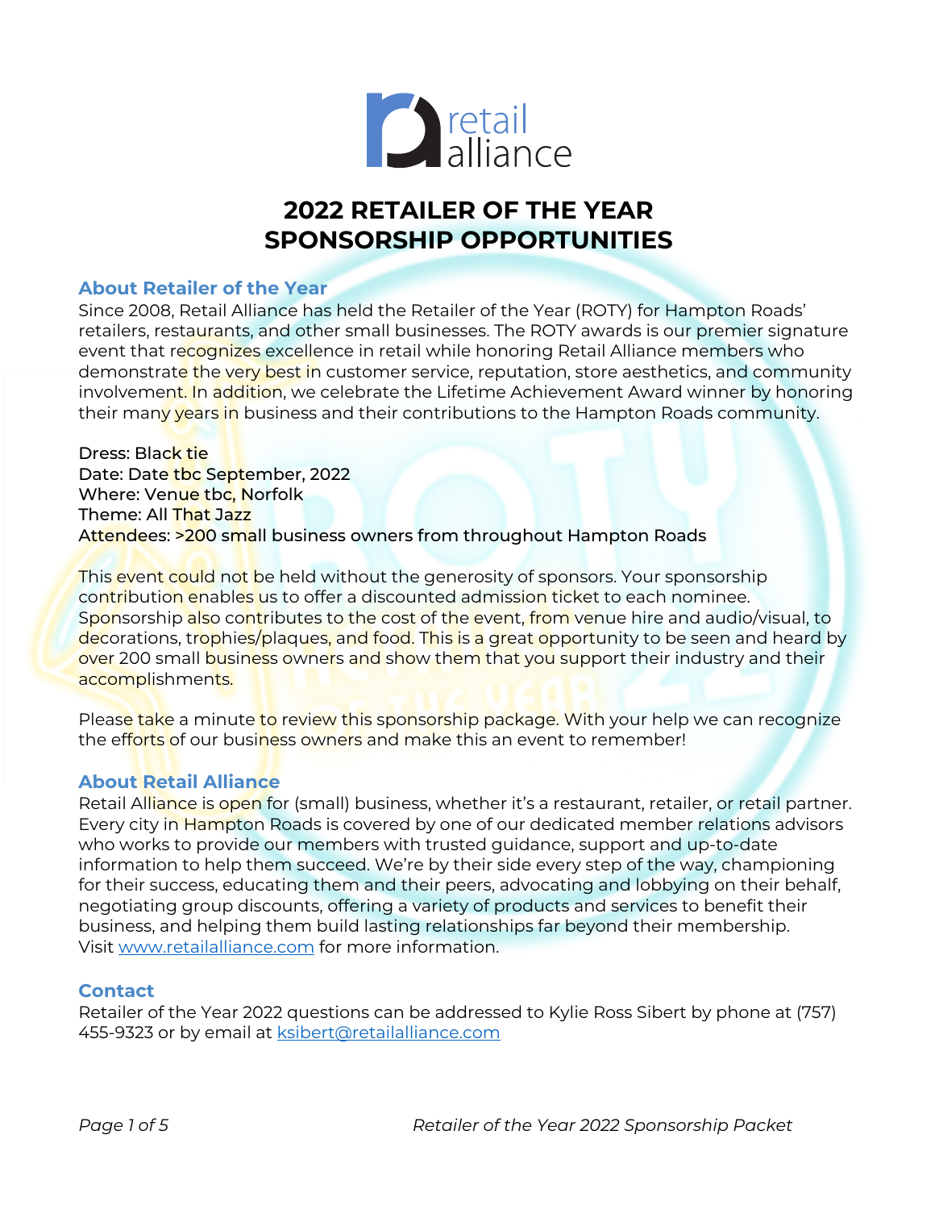# 2022 RETAILER OF THE YEAR SPONSORSHIP OPPORTUNITIES

## About Retailer of the Year

Since 2008, Retail Alliance has held the Retailer of the Year (ROTY) for Hampton Roads' retailers, restaurants, and other small businesses. The ROTY awards is our premier signature event that recognizes excellence in retail while honoring Retail Alliance members who demonstrate the very best in customer service, reputation, store aesthetics, and community involvement. In addition, we celebrate the Lifetime Achievement Award winner by honoring their many years in business and their contributions to the Hampton Roads community.

Dress: Black tie
Date: Date tbc September, 2022
Where: Venue tbc, Norfolk
Theme: All That Jazz
Attendees: >200 small business owners from throughout Hampton Roads

This event could not be held without the generosity of sponsors. Your sponsorship contribution enables us to offer a discounted admission ticket to each nominee. Sponsorship also contributes to the cost of the event, from venue hire and audio/visual, to decorations, trophies/plaques, and food. This is a great opportunity to be seen and heard by over 200 small business owners and show them that you support their industry and their accomplishments.

Please take a minute to review this sponsorship package. With your help we can recognize the efforts of our business owners and make this an event to remember!

## About Retail Alliance

Retail Alliance is open for (small) business, whether it's a restaurant, retailer, or retail partner. Every city in Hampton Roads is covered by one of our dedicated member relations advisors who works to provide our members with trusted guidance, support and up-to-date information to help them succeed. We're by their side every step of the way, championing for their success, educating them and their peers, advocating and lobbying on their behalf, negotiating group discounts, offering a variety of products and services to benefit their business, and helping them build lasting relationships far beyond their membership. Visit [www.retailalliance.com](http://www.retailalliance.com) for more information.

## Contact

Retailer of the Year 2022 questions can be addressed to Kylie Ross Sibert by phone at (757) 455-9323 or by email at [ksibert@retailalliance.com](mailto:ksibert@retailalliance.com)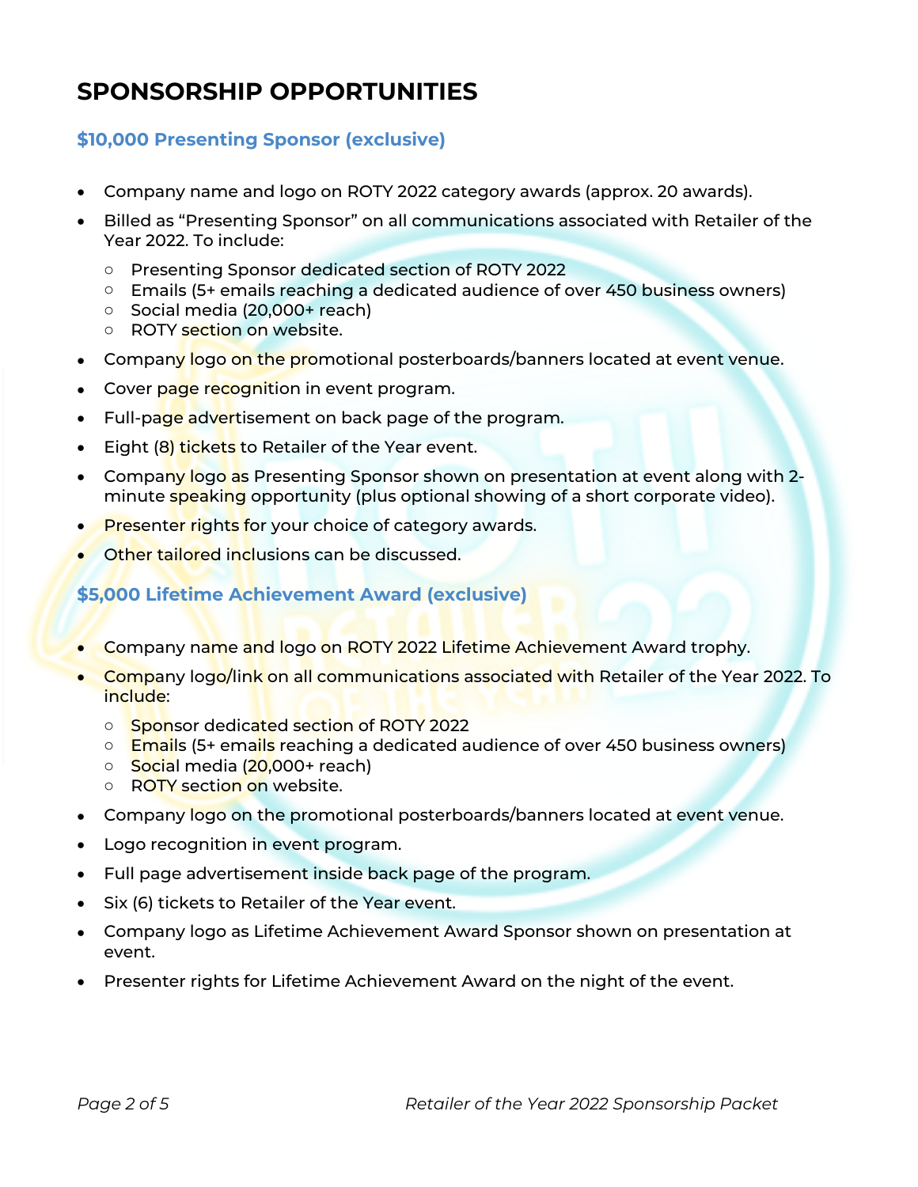# SPONSORSHIP OPPORTUNITIES

## $10,000 Presenting Sponsor (exclusive)

- Company name and logo on ROTY 2022 category awards (approx. 20 awards).
- Billed as "Presenting Sponsor" on all communications associated with Retailer of the Year 2022. To include:
  - Presenting Sponsor dedicated section of ROTY 2022
  - Emails (5+ emails reaching a dedicated audience of over 450 business owners)
  - Social media (20,000+ reach)
  - ROTY section on website.
- Company logo on the promotional posterboards/banners located at event venue.
- Cover page recognition in event program.
- Full-page advertisement on back page of the program.
- Eight (8) tickets to Retailer of the Year event.
- Company logo as Presenting Sponsor shown on presentation at event along with 2-minute speaking opportunity (plus optional showing of a short corporate video).
- Presenter rights for your choice of category awards.
- Other tailored inclusions can be discussed.

## $5,000 Lifetime Achievement Award (exclusive)

- Company name and logo on ROTY 2022 Lifetime Achievement Award trophy.
- Company logo/link on all communications associated with Retailer of the Year 2022. To include:
  - Sponsor dedicated section of ROTY 2022
  - Emails (5+ emails reaching a dedicated audience of over 450 business owners)
  - Social media (20,000+ reach)
  - ROTY section on website.
- Company logo on the promotional posterboards/banners located at event venue.
- Logo recognition in event program.
- Full page advertisement inside back page of the program.
- Six (6) tickets to Retailer of the Year event.
- Company logo as Lifetime Achievement Award Sponsor shown on presentation at event.
- Presenter rights for Lifetime Achievement Award on the night of the event.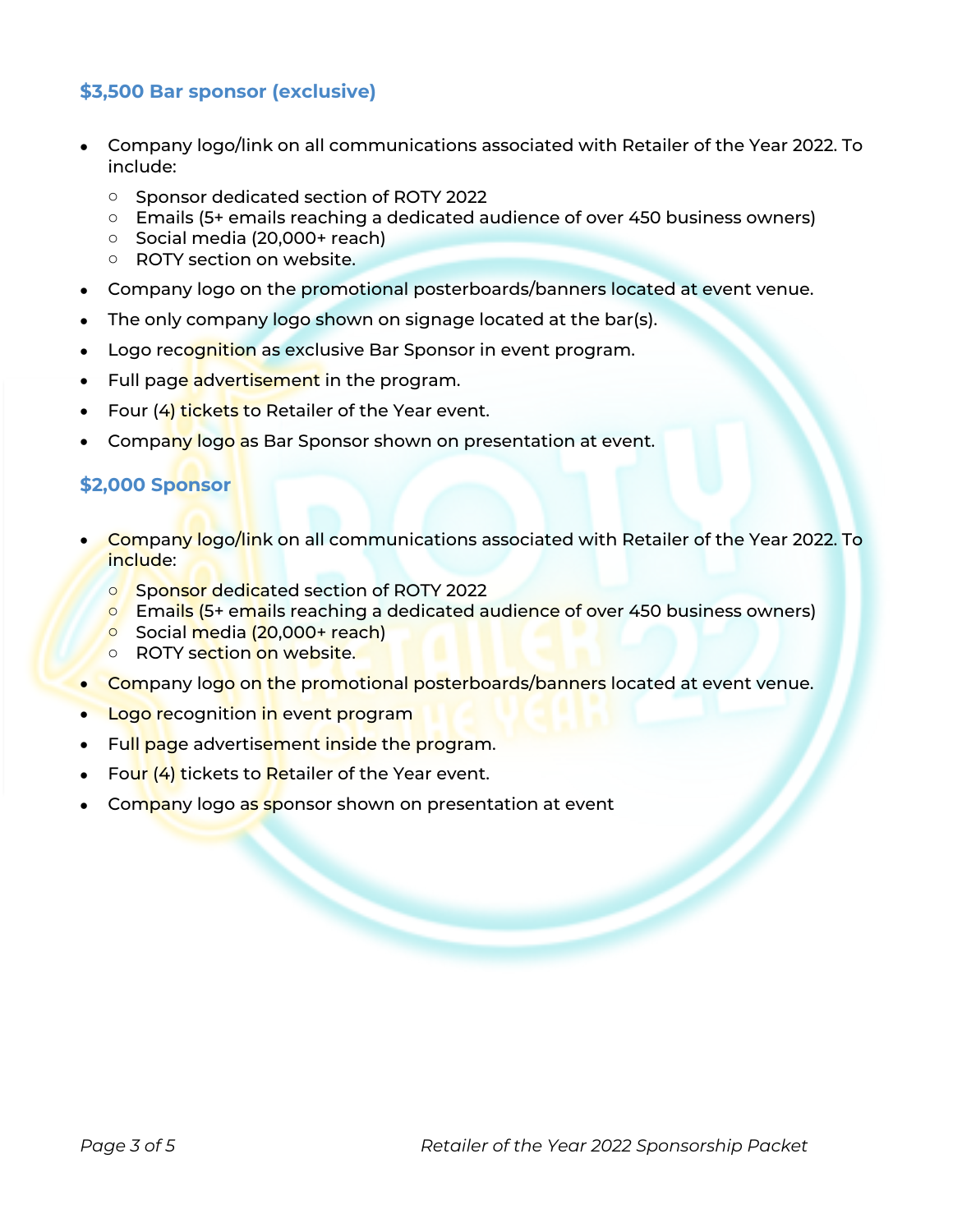### $3,500 Bar sponsor (exclusive)

- Company logo/link on all communications associated with Retailer of the Year 2022. To include:
  - Sponsor dedicated section of ROTY 2022
  - Emails (5+ emails reaching a dedicated audience of over 450 business owners)
  - Social media (20,000+ reach)
  - ROTY section on website.
- Company logo on the promotional posterboards/banners located at event venue.
- The only company logo shown on signage located at the bar(s).
- Logo recognition as exclusive Bar Sponsor in event program.
- Full page advertisement in the program.
- Four (4) tickets to Retailer of the Year event.
- Company logo as Bar Sponsor shown on presentation at event.

### $2,000 Sponsor

- Company logo/link on all communications associated with Retailer of the Year 2022. To include:
  - Sponsor dedicated section of ROTY 2022
  - Emails (5+ emails reaching a dedicated audience of over 450 business owners)
  - Social media (20,000+ reach)
  - ROTY section on website.
- Company logo on the promotional posterboards/banners located at event venue.
- Logo recognition in event program
- Full page advertisement inside the program.
- Four (4) tickets to Retailer of the Year event.
- Company logo as sponsor shown on presentation at event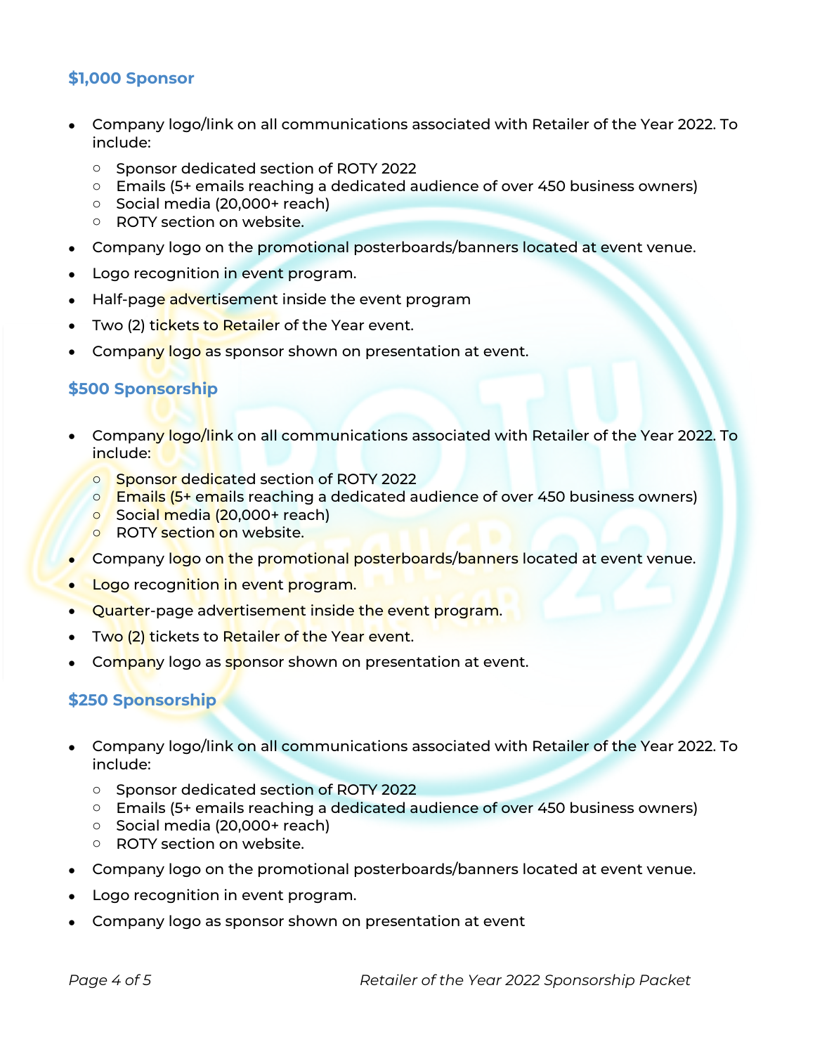### $1,000 Sponsor

- Company logo/link on all communications associated with Retailer of the Year 2022. To include:
  - Sponsor dedicated section of ROTY 2022
  - Emails (5+ emails reaching a dedicated audience of over 450 business owners)
  - Social media (20,000+ reach)
  - ROTY section on website.
- Company logo on the promotional posterboards/banners located at event venue.
- Logo recognition in event program.
- Half-page advertisement inside the event program
- Two (2) tickets to Retailer of the Year event.
- Company logo as sponsor shown on presentation at event.

### $500 Sponsorship

- Company logo/link on all communications associated with Retailer of the Year 2022. To include:
  - Sponsor dedicated section of ROTY 2022
  - Emails (5+ emails reaching a dedicated audience of over 450 business owners)
  - Social media (20,000+ reach)
  - ROTY section on website.
- Company logo on the promotional posterboards/banners located at event venue.
- Logo recognition in event program.
- Quarter-page advertisement inside the event program.
- Two (2) tickets to Retailer of the Year event.
- Company logo as sponsor shown on presentation at event.

### $250 Sponsorship

- Company logo/link on all communications associated with Retailer of the Year 2022. To include:
  - Sponsor dedicated section of ROTY 2022
  - Emails (5+ emails reaching a dedicated audience of over 450 business owners)
  - Social media (20,000+ reach)
  - ROTY section on website.
- Company logo on the promotional posterboards/banners located at event venue.
- Logo recognition in event program.
- Company logo as sponsor shown on presentation at event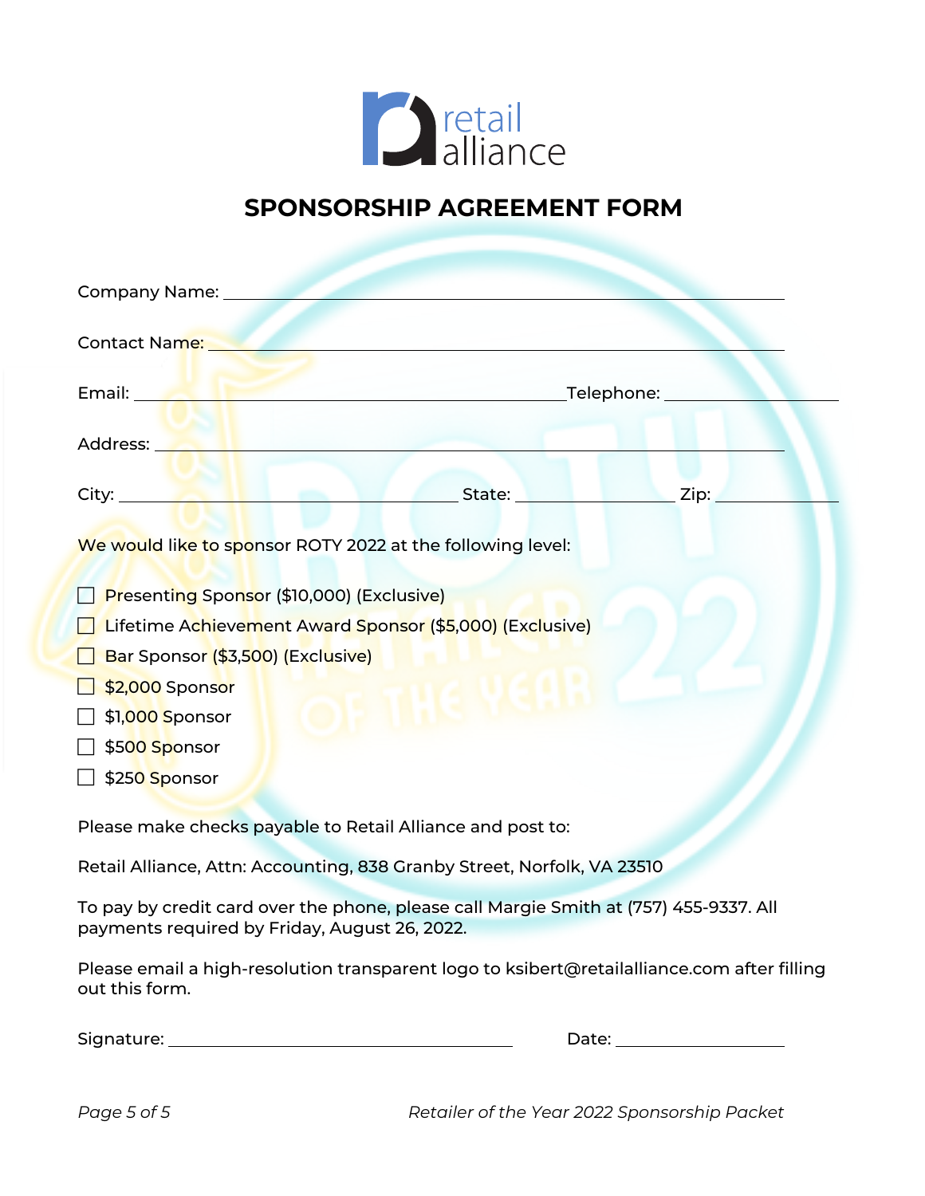retail alliance

# SPONSORSHIP AGREEMENT FORM

Company Name: ______________________________________________

Contact Name: ______________________________________________

Email: ________________________________ Telephone: ______________

Address: ___________________________________________________

City: ________________________ State: ____________ Zip: __________

We would like to sponsor ROTY 2022 at the following level:

- ☐ Presenting Sponsor ($10,000) (Exclusive)
- ☐ Lifetime Achievement Award Sponsor ($5,000) (Exclusive)
- ☐ Bar Sponsor ($3,500) (Exclusive)
- ☐ $2,000 Sponsor
- ☐ $1,000 Sponsor
- ☐ $500 Sponsor
- ☐ $250 Sponsor

Please make checks payable to Retail Alliance and post to:

Retail Alliance, Attn: Accounting, 838 Granby Street, Norfolk, VA 23510

To pay by credit card over the phone, please call Margie Smith at (757) 455-9337. All payments required by Friday, August 26, 2022.

Please email a high-resolution transparent logo to ksibert@retailalliance.com after filling out this form.

Signature: ____________________________ Date: ______________